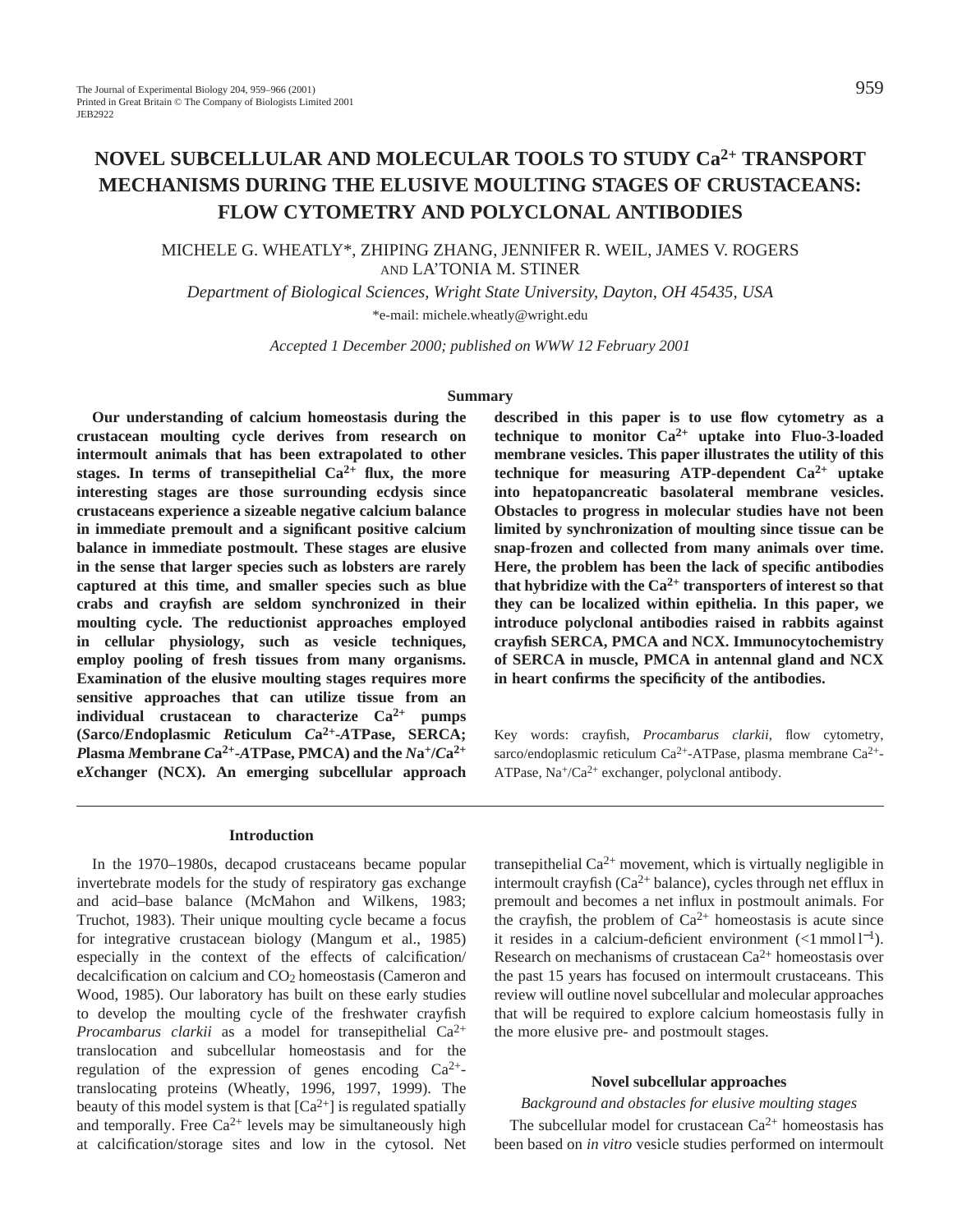# NOVEL SUBCELLULAR AND MOLECULAR TOOLS TO STUDY $Ca^{2+}$ TRANSPORT MECHANISMS DURING THE ELUSIVE MOULTING STAGES OF CRUSTACEANS: FLOW CYTOMETRY AND POLYCLONAL ANTIBODIES

MICHELE G. WHEATLY*, ZHIPING ZHANG, JENNIFER R. WEIL, JAMES V. ROGERS AND LA'TONIA M. STINER

*Department of Biological Sciences, Wright State University, Dayton, OH 45435, USA*

*e-mail: michele.wheatly@wright.edu

*Accepted 1 December 2000; published on WWW 12 February 2001*

## Summary

**Our understanding of calcium homeostasis during the crustacean moulting cycle derives from research on intermoult animals that has been extrapolated to other stages. In terms of transepithelial $Ca^{2+}$ flux, the more interesting stages are those surrounding ecdysis since crustaceans experience a sizeable negative calcium balance in immediate premoult and a significant positive calcium balance in immediate postmoult. These stages are elusive in the sense that larger species such as lobsters are rarely captured at this time, and smaller species such as blue crabs and crayfish are seldom synchronized in their moulting cycle. The reductionist approaches employed in cellular physiology, such as vesicle techniques, employ pooling of fresh tissues from many organisms. Examination of the elusive moulting stages requires more sensitive approaches that can utilize tissue from an individual crustacean to characterize $Ca^{2+}$ pumps (*S*arco/*E*ndoplasmic *R*eticulum *C*a$^{2+}$-*A*TPase, SERCA; *P*lasma *M*embrane *C*a$^{2+}$-*A*TPase, PMCA) and the *N*a$^{+}$/*C*a$^{2+}$ e*X*changer (NCX). An emerging subcellular approach described in this paper is to use flow cytometry as a technique to monitor $Ca^{2+}$ uptake into Fluo-3-loaded membrane vesicles. This paper illustrates the utility of this technique for measuring ATP-dependent $Ca^{2+}$ uptake into hepatopancreatic basolateral membrane vesicles. Obstacles to progress in molecular studies have not been limited by synchronization of moulting since tissue can be snap-frozen and collected from many animals over time. Here, the problem has been the lack of specific antibodies that hybridize with the $Ca^{2+}$ transporters of interest so that they can be localized within epithelia. In this paper, we introduce polyclonal antibodies raised in rabbits against crayfish SERCA, PMCA and NCX. Immunocytochemistry of SERCA in muscle, PMCA in antennal gland and NCX in heart confirms the specificity of the antibodies.**

Key words: crayfish, *Procambarus clarkii*, flow cytometry, sarco/endoplasmic reticulum $Ca^{2+}$-ATPase, plasma membrane $Ca^{2+}$-ATPase, $Na^{+}/Ca^{2+}$ exchanger, polyclonal antibody.

## Introduction

In the 1970–1980s, decapod crustaceans became popular invertebrate models for the study of respiratory gas exchange and acid–base balance (McMahon and Wilkens, 1983; Truchot, 1983). Their unique moulting cycle became a focus for integrative crustacean biology (Mangum et al., 1985) especially in the context of the effects of calcification/decalcification on calcium and $CO_2$ homeostasis (Cameron and Wood, 1985). Our laboratory has built on these early studies to develop the moulting cycle of the freshwater crayfish *Procambarus clarkii* as a model for transepithelial $Ca^{2+}$ translocation and subcellular homeostasis and for the regulation of the expression of genes encoding $Ca^{2+}$-translocating proteins (Wheatly, 1996, 1997, 1999). The beauty of this model system is that $[Ca^{2+}]$ is regulated spatially and temporally. Free $Ca^{2+}$ levels may be simultaneously high at calcification/storage sites and low in the cytosol. Net transepithelial $Ca^{2+}$ movement, which is virtually negligible in intermoult crayfish ($Ca^{2+}$ balance), cycles through net efflux in premoult and becomes a net influx in postmoult animals. For the crayfish, the problem of $Ca^{2+}$ homeostasis is acute since it resides in a calcium-deficient environment ($<1\,mmol\,l^{-1}$). Research on mechanisms of crustacean $Ca^{2+}$ homeostasis over the past 15 years has focused on intermoult crustaceans. This review will outline novel subcellular and molecular approaches that will be required to explore calcium homeostasis fully in the more elusive pre- and postmoult stages.

## Novel subcellular approaches

### *Background and obstacles for elusive moulting stages*

The subcellular model for crustacean $Ca^{2+}$ homeostasis has been based on *in vitro* vesicle studies performed on intermoult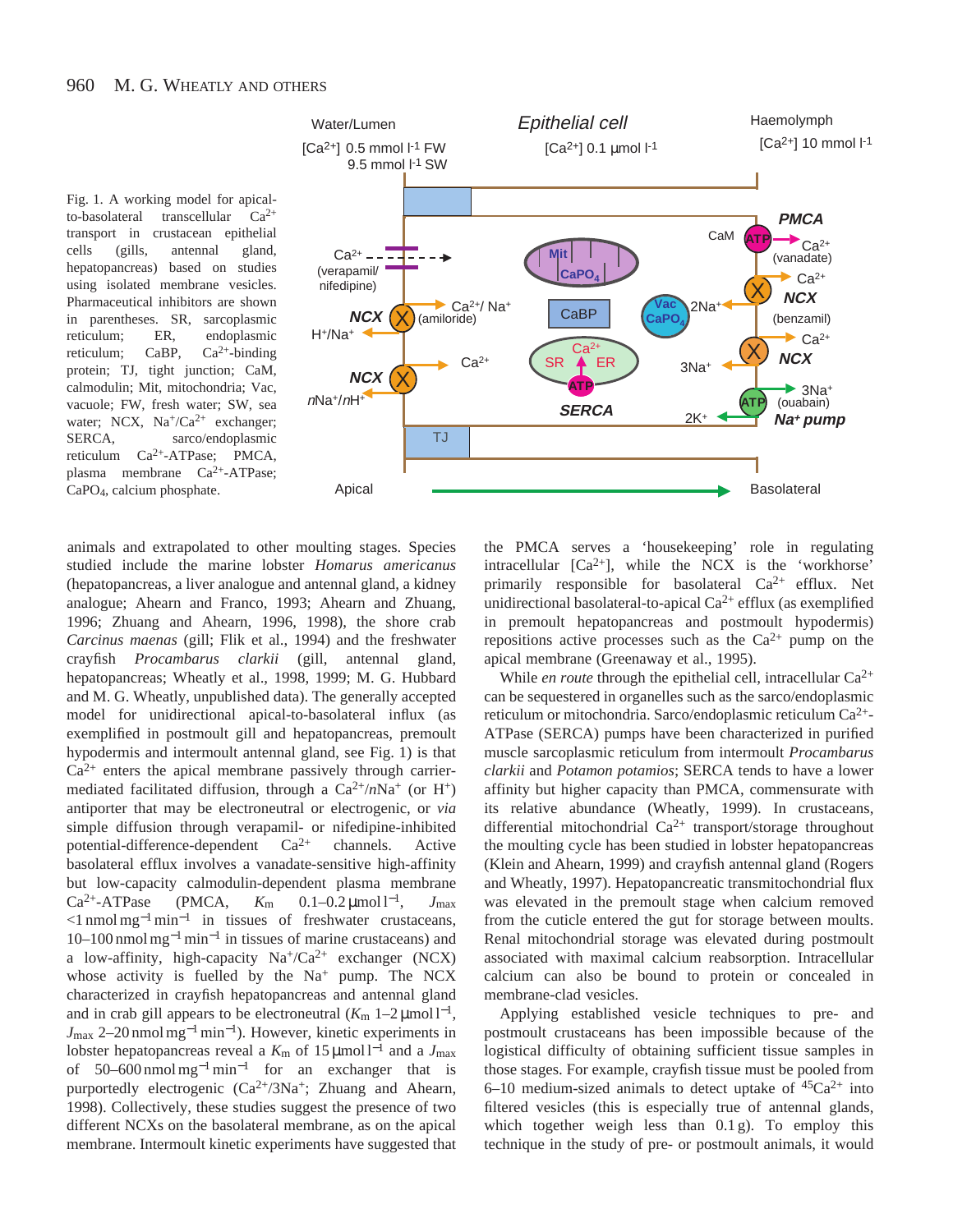Fig. 1. A working model for apical-to-basolateral transcellular $Ca^{2+}$ transport in crustacean epithelial cells (gills, antennal gland, hepatopancreas) based on studies using isolated membrane vesicles. Pharmaceutical inhibitors are shown in parentheses. SR, sarcoplasmic reticulum; ER, endoplasmic reticulum; CaBP, $Ca^{2+}$-binding protein; TJ, tight junction; CaM, calmodulin; Mit, mitochondria; Vac, vacuole; FW, fresh water; SW, sea water; NCX, $Na^{+}/Ca^{2+}$ exchanger; SERCA, sarco/endoplasmic reticulum $Ca^{2+}$-ATPase; PMCA, plasma membrane $Ca^{2+}$-ATPase; $CaPO_4$, calcium phosphate.

animals and extrapolated to other moulting stages. Species studied include the marine lobster *Homarus americanus* (hepatopancreas, a liver analogue and antennal gland, a kidney analogue; Ahearn and Franco, 1993; Ahearn and Zhuang, 1996; Zhuang and Ahearn, 1996, 1998), the shore crab *Carcinus maenas* (gill; Flik et al., 1994) and the freshwater crayfish *Procambarus clarkii* (gill, antennal gland, hepatopancreas; Wheatly et al., 1998, 1999; M. G. Hubbard and M. G. Wheatly, unpublished data). The generally accepted model for unidirectional apical-to-basolateral influx (as exemplified in postmoult gill and hepatopancreas, premoult hypodermis and intermoult antennal gland, see Fig. 1) is that $Ca^{2+}$ enters the apical membrane passively through carrier-mediated facilitated diffusion, through a $Ca^{2+}/nNa^{+}$ (or $H^{+}$) antiporter that may be electroneutral or electrogenic, or *via* simple diffusion through verapamil- or nifedipine-inhibited potential-difference-dependent $Ca^{2+}$ channels. Active basolateral efflux involves a vanadate-sensitive high-affinity but low-capacity calmodulin-dependent plasma membrane $Ca^{2+}$-ATPase (PMCA, $K_m$ 0.1–0.2 μmol $l^{-1}$, $J_{max}$ <1 nmol $mg^{-1}$ $min^{-1}$ in tissues of freshwater crustaceans, 10–100 nmol $mg^{-1}$ $min^{-1}$ in tissues of marine crustaceans) and a low-affinity, high-capacity $Na^{+}/Ca^{2+}$ exchanger (NCX) whose activity is fuelled by the $Na^{+}$ pump. The NCX characterized in crayfish hepatopancreas and antennal gland and in crab gill appears to be electroneutral ($K_m$ 1–2 μmol $l^{-1}$, $J_{max}$ 2–20 nmol $mg^{-1}$ $min^{-1}$). However, kinetic experiments in lobster hepatopancreas reveal a $K_m$ of 15 μmol $l^{-1}$ and a $J_{max}$ of 50–600 nmol $mg^{-1}$ $min^{-1}$ for an exchanger that is purportedly electrogenic ($Ca^{2+}/3Na^{+}$; Zhuang and Ahearn, 1998). Collectively, these studies suggest the presence of two different NCXs on the basolateral membrane, as on the apical membrane. Intermoult kinetic experiments have suggested that the PMCA serves a 'housekeeping' role in regulating intracellular $[Ca^{2+}]$, while the NCX is the 'workhorse' primarily responsible for basolateral $Ca^{2+}$ efflux. Net unidirectional basolateral-to-apical $Ca^{2+}$ efflux (as exemplified in premoult hepatopancreas and postmoult hypodermis) repositions active processes such as the $Ca^{2+}$ pump on the apical membrane (Greenaway et al., 1995).

While *en route* through the epithelial cell, intracellular $Ca^{2+}$ can be sequestered in organelles such as the sarco/endoplasmic reticulum or mitochondria. Sarco/endoplasmic reticulum $Ca^{2+}$-ATPase (SERCA) pumps have been characterized in purified muscle sarcoplasmic reticulum from intermoult *Procambarus clarkii* and *Potamon potamios*; SERCA tends to have a lower affinity but higher capacity than PMCA, commensurate with its relative abundance (Wheatly, 1999). In crustaceans, differential mitochondrial $Ca^{2+}$ transport/storage throughout the moulting cycle has been studied in lobster hepatopancreas (Klein and Ahearn, 1999) and crayfish antennal gland (Rogers and Wheatly, 1997). Hepatopancreatic transmitochondrial flux was elevated in the premoult stage when calcium removed from the cuticle entered the gut for storage between moults. Renal mitochondrial storage was elevated during postmoult associated with maximal calcium reabsorption. Intracellular calcium can also be bound to protein or concealed in membrane-clad vesicles.

Applying established vesicle techniques to pre- and postmoult crustaceans has been impossible because of the logistical difficulty of obtaining sufficient tissue samples in those stages. For example, crayfish tissue must be pooled from 6–10 medium-sized animals to detect uptake of $^{45}Ca^{2+}$ into filtered vesicles (this is especially true of antennal glands, which together weigh less than 0.1 g). To employ this technique in the study of pre- or postmoult animals, it would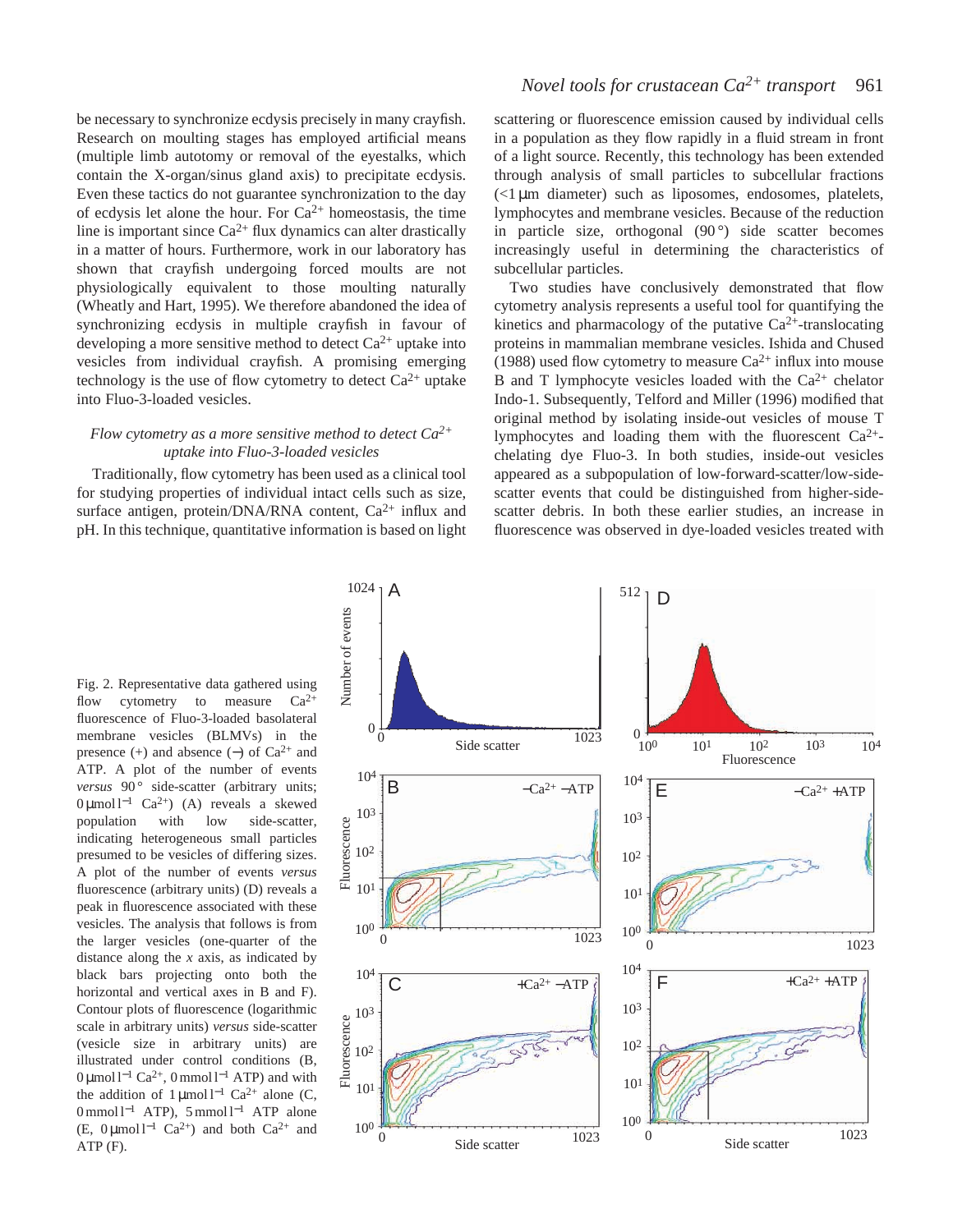be necessary to synchronize ecdysis precisely in many crayfish. Research on moulting stages has employed artificial means (multiple limb autotomy or removal of the eyestalks, which contain the X-organ/sinus gland axis) to precipitate ecdysis. Even these tactics do not guarantee synchronization to the day of ecdysis let alone the hour. For $Ca^{2+}$ homeostasis, the time line is important since $Ca^{2+}$ flux dynamics can alter drastically in a matter of hours. Furthermore, work in our laboratory has shown that crayfish undergoing forced moults are not physiologically equivalent to those moulting naturally (Wheatly and Hart, 1995). We therefore abandoned the idea of synchronizing ecdysis in multiple crayfish in favour of developing a more sensitive method to detect $Ca^{2+}$ uptake into vesicles from individual crayfish. A promising emerging technology is the use of flow cytometry to detect $Ca^{2+}$ uptake into Fluo-3-loaded vesicles.

### *Flow cytometry as a more sensitive method to detect $Ca^{2+}$ uptake into Fluo-3-loaded vesicles*

Traditionally, flow cytometry has been used as a clinical tool for studying properties of individual intact cells such as size, surface antigen, protein/DNA/RNA content, $Ca^{2+}$ influx and pH. In this technique, quantitative information is based on light scattering or fluorescence emission caused by individual cells in a population as they flow rapidly in a fluid stream in front of a light source. Recently, this technology has been extended through analysis of small particles to subcellular fractions (<1 μm diameter) such as liposomes, endosomes, platelets, lymphocytes and membrane vesicles. Because of the reduction in particle size, orthogonal (90°) side scatter becomes increasingly useful in determining the characteristics of subcellular particles.

Two studies have conclusively demonstrated that flow cytometry analysis represents a useful tool for quantifying the kinetics and pharmacology of the putative $Ca^{2+}$-translocating proteins in mammalian membrane vesicles. Ishida and Chused (1988) used flow cytometry to measure $Ca^{2+}$ influx into mouse B and T lymphocyte vesicles loaded with the $Ca^{2+}$ chelator Indo-1. Subsequently, Telford and Miller (1996) modified that original method by isolating inside-out vesicles of mouse T lymphocytes and loading them with the fluorescent $Ca^{2+}$-chelating dye Fluo-3. In both studies, inside-out vesicles appeared as a subpopulation of low-forward-scatter/low-side-scatter events that could be distinguished from higher-side-scatter debris. In both these earlier studies, an increase in fluorescence was observed in dye-loaded vesicles treated with

Fig. 2. Representative data gathered using flow cytometry to measure $Ca^{2+}$ fluorescence of Fluo-3-loaded basolateral membrane vesicles (BLMVs) in the presence (+) and absence (−) of $Ca^{2+}$ and ATP. A plot of the number of events *versus* 90° side-scatter (arbitrary units; 0 μmol l$^{-1}$ $Ca^{2+}$) (A) reveals a skewed population with low side-scatter, indicating heterogeneous small particles presumed to be vesicles of differing sizes. A plot of the number of events *versus* fluorescence (arbitrary units) (D) reveals a peak in fluorescence associated with these vesicles. The analysis that follows is from the larger vesicles (one-quarter of the distance along the *x* axis, as indicated by black bars projecting onto both the horizontal and vertical axes in B and F). Contour plots of fluorescence (logarithmic scale in arbitrary units) *versus* side-scatter (vesicle size in arbitrary units) are illustrated under control conditions (B, 0 μmol l$^{-1}$ $Ca^{2+}$, 0 mmol l$^{-1}$ ATP) and with the addition of 1 μmol l$^{-1}$ $Ca^{2+}$ alone (C, 0 mmol l$^{-1}$ ATP), 5 mmol l$^{-1}$ ATP alone (E, 0 μmol l$^{-1}$ $Ca^{2+}$) and both $Ca^{2+}$ and ATP (F).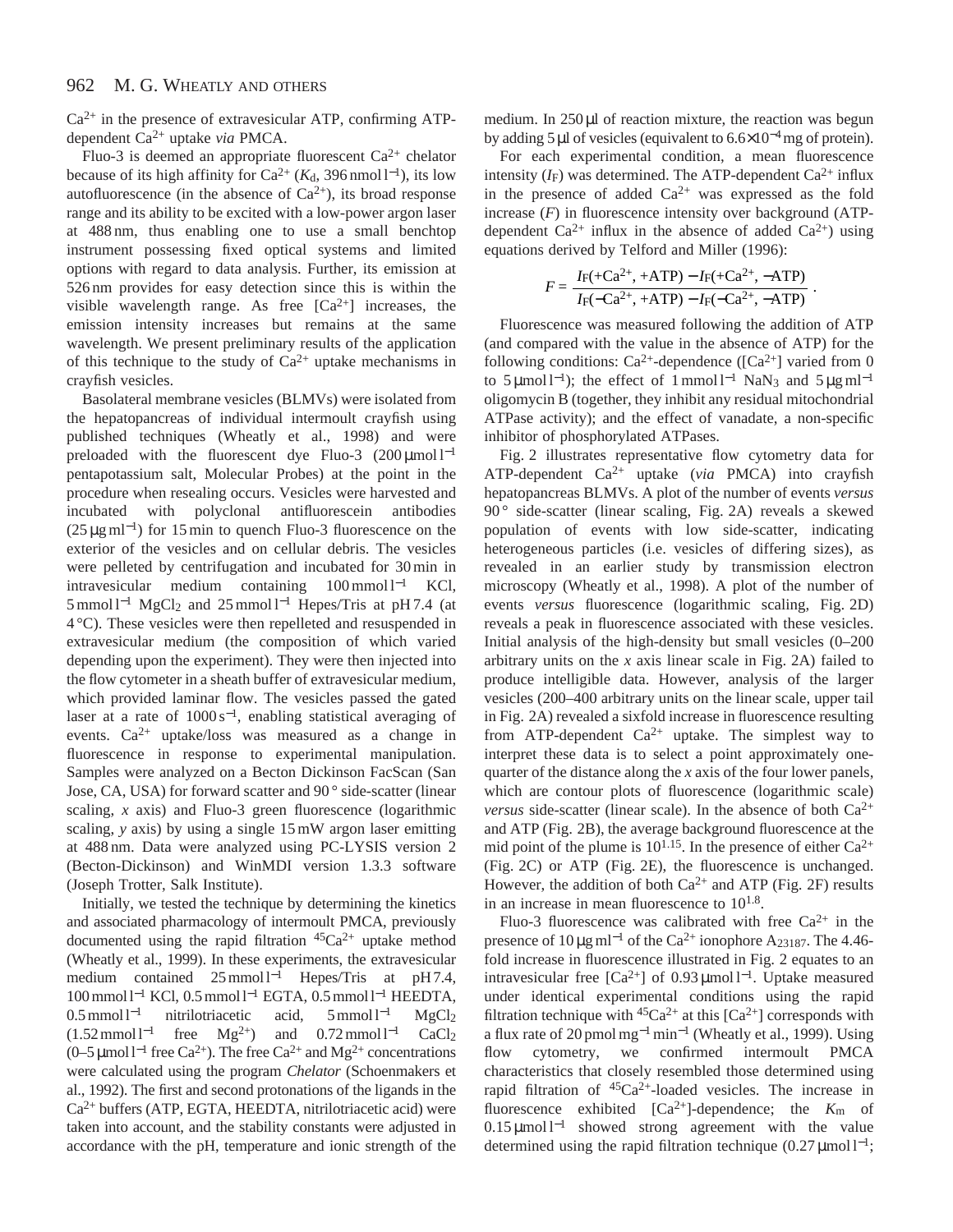$Ca^{2+}$ in the presence of extravesicular ATP, confirming ATP-dependent $Ca^{2+}$ uptake *via* PMCA.

Fluo-3 is deemed an appropriate fluorescent $Ca^{2+}$ chelator because of its high affinity for $Ca^{2+}$ ($K_d$, 396 nmol l$^{-1}$), its low autofluorescence (in the absence of $Ca^{2+}$), its broad response range and its ability to be excited with a low-power argon laser at 488 nm, thus enabling one to use a small benchtop instrument possessing fixed optical systems and limited options with regard to data analysis. Further, its emission at 526 nm provides for easy detection since this is within the visible wavelength range. As free [$Ca^{2+}$] increases, the emission intensity increases but remains at the same wavelength. We present preliminary results of the application of this technique to the study of $Ca^{2+}$ uptake mechanisms in crayfish vesicles.

Basolateral membrane vesicles (BLMVs) were isolated from the hepatopancreas of individual intermoult crayfish using published techniques (Wheatly et al., 1998) and were preloaded with the fluorescent dye Fluo-3 (200 μmol l$^{-1}$ pentapotassium salt, Molecular Probes) at the point in the procedure when resealing occurs. Vesicles were harvested and incubated with polyclonal antifluorescein antibodies (25 μg ml$^{-1}$) for 15 min to quench Fluo-3 fluorescence on the exterior of the vesicles and on cellular debris. The vesicles were pelleted by centrifugation and incubated for 30 min in intravesicular medium containing 100 mmol l$^{-1}$ KCl, 5 mmol l$^{-1}$ $MgCl_2$ and 25 mmol l$^{-1}$ Hepes/Tris at pH 7.4 (at 4 °C). These vesicles were then repelleted and resuspended in extravesicular medium (the composition of which varied depending upon the experiment). They were then injected into the flow cytometer in a sheath buffer of extravesicular medium, which provided laminar flow. The vesicles passed the gated laser at a rate of 1000 s$^{-1}$, enabling statistical averaging of events. $Ca^{2+}$ uptake/loss was measured as a change in fluorescence in response to experimental manipulation. Samples were analyzed on a Becton Dickinson FacScan (San Jose, CA, USA) for forward scatter and 90 ° side-scatter (linear scaling, *x* axis) and Fluo-3 green fluorescence (logarithmic scaling, *y* axis) by using a single 15 mW argon laser emitting at 488 nm. Data were analyzed using PC-LYSIS version 2 (Becton-Dickinson) and WinMDI version 1.3.3 software (Joseph Trotter, Salk Institute).

Initially, we tested the technique by determining the kinetics and associated pharmacology of intermoult PMCA, previously documented using the rapid filtration $^{45}Ca^{2+}$ uptake method (Wheatly et al., 1999). In these experiments, the extravesicular medium contained 25 mmol l$^{-1}$ Hepes/Tris at pH 7.4, 100 mmol l$^{-1}$ KCl, 0.5 mmol l$^{-1}$ EGTA, 0.5 mmol l$^{-1}$ HEEDTA, 0.5 mmol l$^{-1}$ nitrilotriacetic acid, 5 mmol l$^{-1}$ $MgCl_2$ (1.52 mmol l$^{-1}$ free $Mg^{2+}$) and 0.72 mmol l$^{-1}$ $CaCl_2$ (0–5 μmol l$^{-1}$ free $Ca^{2+}$). The free $Ca^{2+}$ and $Mg^{2+}$ concentrations were calculated using the program *Chelator* (Schoenmakers et al., 1992). The first and second protonations of the ligands in the $Ca^{2+}$ buffers (ATP, EGTA, HEEDTA, nitrilotriacetic acid) were taken into account, and the stability constants were adjusted in accordance with the pH, temperature and ionic strength of the medium. In 250 μl of reaction mixture, the reaction was begun by adding 5 μl of vesicles (equivalent to $6.6\times10^{-4}$ mg of protein).

For each experimental condition, a mean fluorescence intensity ($I_F$) was determined. The ATP-dependent $Ca^{2+}$ influx in the presence of added $Ca^{2+}$ was expressed as the fold increase (*F*) in fluorescence intensity over background (ATP-dependent $Ca^{2+}$ influx in the absence of added $Ca^{2+}$) using equations derived by Telford and Miller (1996):

$$F = \frac{I_F(+Ca^{2+}, +ATP) - I_F(+Ca^{2+}, -ATP)}{I_F(-Ca^{2+}, +ATP) - I_F(-Ca^{2+}, -ATP)}\ .$$

Fluorescence was measured following the addition of ATP (and compared with the value in the absence of ATP) for the following conditions: $Ca^{2+}$-dependence ([$Ca^{2+}$] varied from 0 to 5 μmol l$^{-1}$); the effect of 1 mmol l$^{-1}$ $NaN_3$ and 5 μg ml$^{-1}$ oligomycin B (together, they inhibit any residual mitochondrial ATPase activity); and the effect of vanadate, a non-specific inhibitor of phosphorylated ATPases.

Fig. 2 illustrates representative flow cytometry data for ATP-dependent $Ca^{2+}$ uptake (*via* PMCA) into crayfish hepatopancreas BLMVs. A plot of the number of events *versus* 90 ° side-scatter (linear scaling, Fig. 2A) reveals a skewed population of events with low side-scatter, indicating heterogeneous particles (i.e. vesicles of differing sizes), as revealed in an earlier study by transmission electron microscopy (Wheatly et al., 1998). A plot of the number of events *versus* fluorescence (logarithmic scaling, Fig. 2D) reveals a peak in fluorescence associated with these vesicles. Initial analysis of the high-density but small vesicles (0–200 arbitrary units on the *x* axis linear scale in Fig. 2A) failed to produce intelligible data. However, analysis of the larger vesicles (200–400 arbitrary units on the linear scale, upper tail in Fig. 2A) revealed a sixfold increase in fluorescence resulting from ATP-dependent $Ca^{2+}$ uptake. The simplest way to interpret these data is to select a point approximately one-quarter of the distance along the *x* axis of the four lower panels, which are contour plots of fluorescence (logarithmic scale) *versus* side-scatter (linear scale). In the absence of both $Ca^{2+}$ and ATP (Fig. 2B), the average background fluorescence at the mid point of the plume is $10^{1.15}$. In the presence of either $Ca^{2+}$ (Fig. 2C) or ATP (Fig. 2E), the fluorescence is unchanged. However, the addition of both $Ca^{2+}$ and ATP (Fig. 2F) results in an increase in mean fluorescence to $10^{1.8}$.

Fluo-3 fluorescence was calibrated with free $Ca^{2+}$ in the presence of 10 μg ml$^{-1}$ of the $Ca^{2+}$ ionophore $A_{23187}$. The 4.46-fold increase in fluorescence illustrated in Fig. 2 equates to an intravesicular free [$Ca^{2+}$] of 0.93 μmol l$^{-1}$. Uptake measured under identical experimental conditions using the rapid filtration technique with $^{45}Ca^{2+}$ at this [$Ca^{2+}$] corresponds with a flux rate of 20 pmol mg$^{-1}$ min$^{-1}$ (Wheatly et al., 1999). Using flow cytometry, we confirmed intermoult PMCA characteristics that closely resembled those determined using rapid filtration of $^{45}Ca^{2+}$-loaded vesicles. The increase in fluorescence exhibited [$Ca^{2+}$]-dependence; the $K_m$ of 0.15 μmol l$^{-1}$ showed strong agreement with the value determined using the rapid filtration technique (0.27 μmol l$^{-1}$;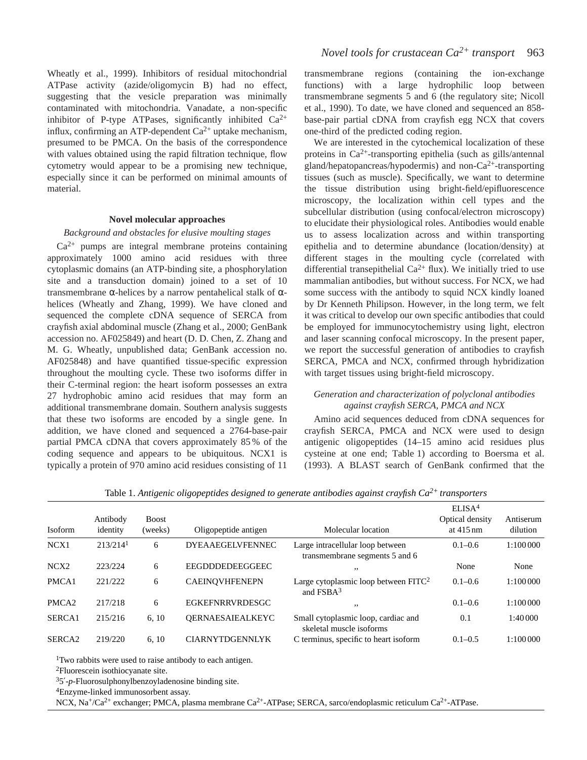Wheatly et al., 1999). Inhibitors of residual mitochondrial ATPase activity (azide/oligomycin B) had no effect, suggesting that the vesicle preparation was minimally contaminated with mitochondria. Vanadate, a non-specific inhibitor of P-type ATPases, significantly inhibited $Ca^{2+}$ influx, confirming an ATP-dependent $Ca^{2+}$ uptake mechanism, presumed to be PMCA. On the basis of the correspondence with values obtained using the rapid filtration technique, flow cytometry would appear to be a promising new technique, especially since it can be performed on minimal amounts of material.

### Novel molecular approaches

#### *Background and obstacles for elusive moulting stages*

$Ca^{2+}$ pumps are integral membrane proteins containing approximately 1000 amino acid residues with three cytoplasmic domains (an ATP-binding site, a phosphorylation site and a transduction domain) joined to a set of 10 transmembrane α-helices by a narrow pentahelical stalk of α-helices (Wheatly and Zhang, 1999). We have cloned and sequenced the complete cDNA sequence of SERCA from crayfish axial abdominal muscle (Zhang et al., 2000; GenBank accession no. AF025849) and heart (D. D. Chen, Z. Zhang and M. G. Wheatly, unpublished data; GenBank accession no. AF025848) and have quantified tissue-specific expression throughout the moulting cycle. These two isoforms differ in their C-terminal region: the heart isoform possesses an extra 27 hydrophobic amino acid residues that may form an additional transmembrane domain. Southern analysis suggests that these two isoforms are encoded by a single gene. In addition, we have cloned and sequenced a 2764-base-pair partial PMCA cDNA that covers approximately 85 % of the coding sequence and appears to be ubiquitous. NCX1 is typically a protein of 970 amino acid residues consisting of 11 transmembrane regions (containing the ion-exchange functions) with a large hydrophilic loop between transmembrane segments 5 and 6 (the regulatory site; Nicoll et al., 1990). To date, we have cloned and sequenced an 858-base-pair partial cDNA from crayfish egg NCX that covers one-third of the predicted coding region.

We are interested in the cytochemical localization of these proteins in $Ca^{2+}$-transporting epithelia (such as gills/antennal gland/hepatopancreas/hypodermis) and non-$Ca^{2+}$-transporting tissues (such as muscle). Specifically, we want to determine the tissue distribution using bright-field/epifluorescence microscopy, the localization within cell types and the subcellular distribution (using confocal/electron microscopy) to elucidate their physiological roles. Antibodies would enable us to assess localization across and within transporting epithelia and to determine abundance (location/density) at different stages in the moulting cycle (correlated with differential transepithelial $Ca^{2+}$ flux). We initially tried to use mammalian antibodies, but without success. For NCX, we had some success with the antibody to squid NCX kindly loaned by Dr Kenneth Philipson. However, in the long term, we felt it was critical to develop our own specific antibodies that could be employed for immunocytochemistry using light, electron and laser scanning confocal microscopy. In the present paper, we report the successful generation of antibodies to crayfish SERCA, PMCA and NCX, confirmed through hybridization with target tissues using bright-field microscopy.

#### *Generation and characterization of polyclonal antibodies against crayfish SERCA, PMCA and NCX*

Amino acid sequences deduced from cDNA sequences for crayfish SERCA, PMCA and NCX were used to design antigenic oligopeptides (14–15 amino acid residues plus cysteine at one end; Table 1) according to Boersma et al. (1993). A BLAST search of GenBank confirmed that the

Table 1. *Antigenic oligopeptides designed to generate antibodies against crayfish $Ca^{2+}$ transporters*

| Isoform | Antibody identity | Boost (weeks) | Oligopeptide antigen | Molecular location | ELISA[4] Optical density at 415 nm | Antiserum dilution |
|---|---|---|---|---|---|---|
| NCX1 | 213/214[1] | 6 | DYEAAEGELVFENNEC | Large intracellular loop between transmembrane segments 5 and 6 | 0.1–0.6 | 1:100 000 |
| NCX2 | 223/224 | 6 | EEGDDDEDEEGGEEC | ,, | None | None |
| PMCA1 | 221/222 | 6 | CAEINQVHFENEPN | Large cytoplasmic loop between FITC[2] and FSBA[3] | 0.1–0.6 | 1:100 000 |
| PMCA2 | 217/218 | 6 | EGKEFNRRVRDESGC | ,, | 0.1–0.6 | 1:100 000 |
| SERCA1 | 215/216 | 6, 10 | QERNAESAIEALKEYC | Small cytoplasmic loop, cardiac and skeletal muscle isoforms | 0.1 | 1:40 000 |
| SERCA2 | 219/220 | 6, 10 | CIARNYTDGENNLYK | C terminus, specific to heart isoform | 0.1–0.5 | 1:100 000 |

[1]Two rabbits were used to raise antibody to each antigen.

[2]Fluorescein isothiocyanate site.

[3]5′-*p*-Fluorosulphonylbenzoyladenosine binding site.

[4]Enzyme-linked immunosorbent assay.

NCX, $Na^{+}/Ca^{2+}$ exchanger; PMCA, plasma membrane $Ca^{2+}$-ATPase; SERCA, sarco/endoplasmic reticulum $Ca^{2+}$-ATPase.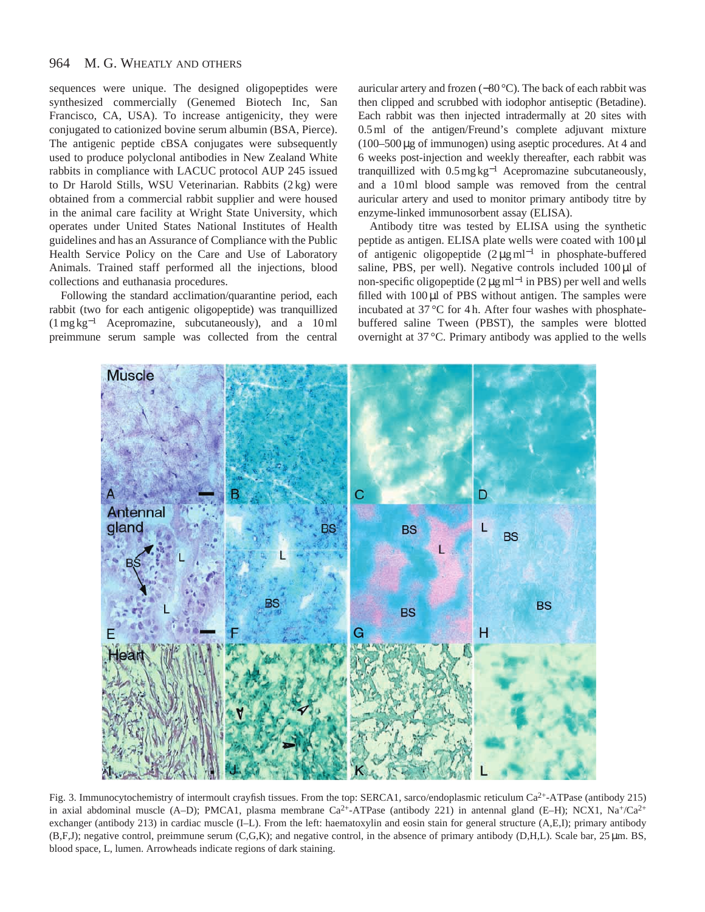sequences were unique. The designed oligopeptides were synthesized commercially (Genemed Biotech Inc, San Francisco, CA, USA). To increase antigenicity, they were conjugated to cationized bovine serum albumin (BSA, Pierce). The antigenic peptide cBSA conjugates were subsequently used to produce polyclonal antibodies in New Zealand White rabbits in compliance with LACUC protocol AUP 245 issued to Dr Harold Stills, WSU Veterinarian. Rabbits (2 kg) were obtained from a commercial rabbit supplier and were housed in the animal care facility at Wright State University, which operates under United States National Institutes of Health guidelines and has an Assurance of Compliance with the Public Health Service Policy on the Care and Use of Laboratory Animals. Trained staff performed all the injections, blood collections and euthanasia procedures.

Following the standard acclimation/quarantine period, each rabbit (two for each antigenic oligopeptide) was tranquillized ($1\,mg\,kg^{-1}$ Acepromazine, subcutaneously), and a 10 ml preimmune serum sample was collected from the central auricular artery and frozen (−80 °C). The back of each rabbit was then clipped and scrubbed with iodophor antiseptic (Betadine). Each rabbit was then injected intradermally at 20 sites with 0.5 ml of the antigen/Freund's complete adjuvant mixture (100–500 μg of immunogen) using aseptic procedures. At 4 and 6 weeks post-injection and weekly thereafter, each rabbit was tranquillized with $0.5\,mg\,kg^{-1}$ Acepromazine subcutaneously, and a 10 ml blood sample was removed from the central auricular artery and used to monitor primary antibody titre by enzyme-linked immunosorbent assay (ELISA).

Antibody titre was tested by ELISA using the synthetic peptide as antigen. ELISA plate wells were coated with 100 μl of antigenic oligopeptide ($2\,\mu g\,ml^{-1}$ in phosphate-buffered saline, PBS, per well). Negative controls included 100 μl of non-specific oligopeptide ($2\,\mu g\,ml^{-1}$ in PBS) per well and wells filled with 100 μl of PBS without antigen. The samples were incubated at 37 °C for 4 h. After four washes with phosphate-buffered saline Tween (PBST), the samples were blotted overnight at 37 °C. Primary antibody was applied to the wells

Fig. 3. Immunocytochemistry of intermoult crayfish tissues. From the top: SERCA1, sarco/endoplasmic reticulum $Ca^{2+}$-ATPase (antibody 215) in axial abdominal muscle (A–D); PMCA1, plasma membrane $Ca^{2+}$-ATPase (antibody 221) in antennal gland (E–H); NCX1, $Na^{+}/Ca^{2+}$ exchanger (antibody 213) in cardiac muscle (I–L). From the left: haematoxylin and eosin stain for general structure (A,E,I); primary antibody (B,F,J); negative control, preimmune serum (C,G,K); and negative control, in the absence of primary antibody (D,H,L). Scale bar, 25 μm. BS, blood space, L, lumen. Arrowheads indicate regions of dark staining.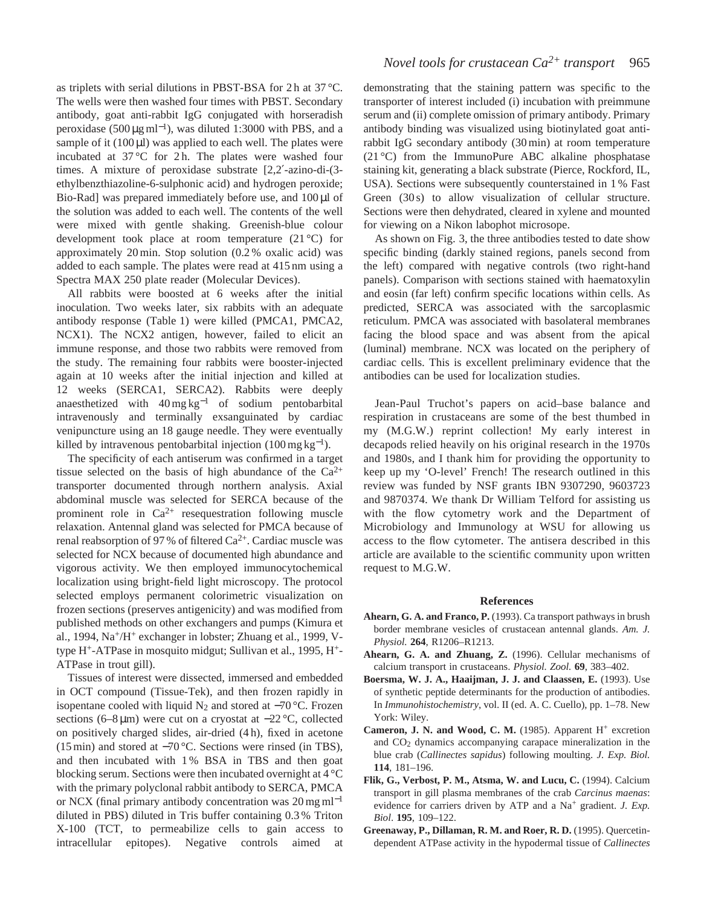as triplets with serial dilutions in PBST-BSA for 2 h at 37 °C. The wells were then washed four times with PBST. Secondary antibody, goat anti-rabbit IgG conjugated with horseradish peroxidase (500 μg ml$^{-1}$), was diluted 1:3000 with PBS, and a sample of it (100 μl) was applied to each well. The plates were incubated at 37 °C for 2 h. The plates were washed four times. A mixture of peroxidase substrate [2,2′-azino-di-(3-ethylbenzthiazoline-6-sulphonic acid) and hydrogen peroxide; Bio-Rad] was prepared immediately before use, and 100 μl of the solution was added to each well. The contents of the well were mixed with gentle shaking. Greenish-blue colour development took place at room temperature (21 °C) for approximately 20 min. Stop solution (0.2 % oxalic acid) was added to each sample. The plates were read at 415 nm using a Spectra MAX 250 plate reader (Molecular Devices).

All rabbits were boosted at 6 weeks after the initial inoculation. Two weeks later, six rabbits with an adequate antibody response (Table 1) were killed (PMCA1, PMCA2, NCX1). The NCX2 antigen, however, failed to elicit an immune response, and those two rabbits were removed from the study. The remaining four rabbits were booster-injected again at 10 weeks after the initial injection and killed at 12 weeks (SERCA1, SERCA2). Rabbits were deeply anaesthetized with 40 mg kg$^{-1}$ of sodium pentobarbital intravenously and terminally exsanguinated by cardiac venipuncture using an 18 gauge needle. They were eventually killed by intravenous pentobarbital injection (100 mg kg$^{-1}$).

The specificity of each antiserum was confirmed in a target tissue selected on the basis of high abundance of the $Ca^{2+}$ transporter documented through northern analysis. Axial abdominal muscle was selected for SERCA because of the prominent role in $Ca^{2+}$ resequestration following muscle relaxation. Antennal gland was selected for PMCA because of renal reabsorption of 97 % of filtered $Ca^{2+}$. Cardiac muscle was selected for NCX because of documented high abundance and vigorous activity. We then employed immunocytochemical localization using bright-field light microscopy. The protocol selected employs permanent colorimetric visualization on frozen sections (preserves antigenicity) and was modified from published methods on other exchangers and pumps (Kimura et al., 1994, $Na^+/H^+$ exchanger in lobster; Zhuang et al., 1999, V-type $H^+$-ATPase in mosquito midgut; Sullivan et al., 1995, $H^+$-ATPase in trout gill).

Tissues of interest were dissected, immersed and embedded in OCT compound (Tissue-Tek), and then frozen rapidly in isopentane cooled with liquid $N_2$ and stored at −70 °C. Frozen sections (6–8 μm) were cut on a cryostat at −22 °C, collected on positively charged slides, air-dried (4 h), fixed in acetone (15 min) and stored at −70 °C. Sections were rinsed (in TBS), and then incubated with 1 % BSA in TBS and then goat blocking serum. Sections were then incubated overnight at 4 °C with the primary polyclonal rabbit antibody to SERCA, PMCA or NCX (final primary antibody concentration was 20 mg ml$^{-1}$ diluted in PBS) diluted in Tris buffer containing 0.3 % Triton X-100 (TCT, to permeabilize cells to gain access to intracellular epitopes). Negative controls aimed at demonstrating that the staining pattern was specific to the transporter of interest included (i) incubation with preimmune serum and (ii) complete omission of primary antibody. Primary antibody binding was visualized using biotinylated goat anti-rabbit IgG secondary antibody (30 min) at room temperature (21 °C) from the ImmunoPure ABC alkaline phosphatase staining kit, generating a black substrate (Pierce, Rockford, IL, USA). Sections were subsequently counterstained in 1 % Fast Green (30 s) to allow visualization of cellular structure. Sections were then dehydrated, cleared in xylene and mounted for viewing on a Nikon labophot microsope.

As shown on Fig. 3, the three antibodies tested to date show specific binding (darkly stained regions, panels second from the left) compared with negative controls (two right-hand panels). Comparison with sections stained with haematoxylin and eosin (far left) confirm specific locations within cells. As predicted, SERCA was associated with the sarcoplasmic reticulum. PMCA was associated with basolateral membranes facing the blood space and was absent from the apical (luminal) membrane. NCX was located on the periphery of cardiac cells. This is excellent preliminary evidence that the antibodies can be used for localization studies.

Jean-Paul Truchot's papers on acid–base balance and respiration in crustaceans are some of the best thumbed in my (M.G.W.) reprint collection! My early interest in decapods relied heavily on his original research in the 1970s and 1980s, and I thank him for providing the opportunity to keep up my 'O-level' French! The research outlined in this review was funded by NSF grants IBN 9307290, 9603723 and 9870374. We thank Dr William Telford for assisting us with the flow cytometry work and the Department of Microbiology and Immunology at WSU for allowing us access to the flow cytometer. The antisera described in this article are available to the scientific community upon written request to M.G.W.

## References

**Ahearn, G. A. and Franco, P.** (1993). Ca transport pathways in brush border membrane vesicles of crustacean antennal glands. *Am. J. Physiol.* **264**, R1206–R1213.

**Ahearn, G. A. and Zhuang, Z.** (1996). Cellular mechanisms of calcium transport in crustaceans. *Physiol. Zool.* **69**, 383–402.

**Boersma, W. J. A., Haaijman, J. J. and Claassen, E.** (1993). Use of synthetic peptide determinants for the production of antibodies. In *Immunohistochemistry*, vol. II (ed. A. C. Cuello), pp. 1–78. New York: Wiley.

**Cameron, J. N. and Wood, C. M.** (1985). Apparent $H^+$ excretion and $CO_2$ dynamics accompanying carapace mineralization in the blue crab (*Callinectes sapidus*) following moulting. *J. Exp. Biol.* **114**, 181–196.

**Flik, G., Verbost, P. M., Atsma, W. and Lucu, C.** (1994). Calcium transport in gill plasma membranes of the crab *Carcinus maenas*: evidence for carriers driven by ATP and a $Na^+$ gradient. *J. Exp. Biol.* **195**, 109–122.

**Greenaway, P., Dillaman, R. M. and Roer, R. D.** (1995). Quercetin-dependent ATPase activity in the hypodermal tissue of *Callinectes*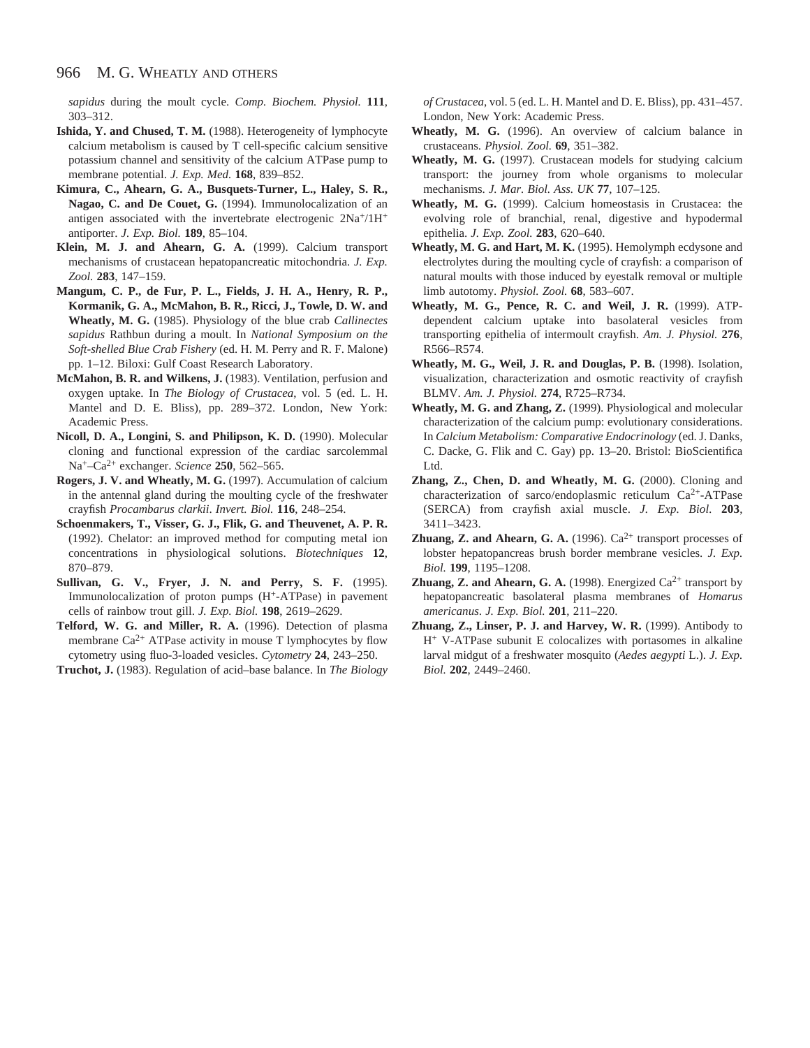*sapidus* during the moult cycle. *Comp. Biochem. Physiol.* **111**, 303–312.

**Ishida, Y. and Chused, T. M.** (1988). Heterogeneity of lymphocyte calcium metabolism is caused by T cell-specific calcium sensitive potassium channel and sensitivity of the calcium ATPase pump to membrane potential. *J. Exp. Med.* **168**, 839–852.

**Kimura, C., Ahearn, G. A., Busquets-Turner, L., Haley, S. R., Nagao, C. and De Couet, G.** (1994). Immunolocalization of an antigen associated with the invertebrate electrogenic $2Na^+/1H^+$ antiporter. *J. Exp. Biol.* **189**, 85–104.

**Klein, M. J. and Ahearn, G. A.** (1999). Calcium transport mechanisms of crustacean hepatopancreatic mitochondria. *J. Exp. Zool.* **283**, 147–159.

**Mangum, C. P., de Fur, P. L., Fields, J. H. A., Henry, R. P., Kormanik, G. A., McMahon, B. R., Ricci, J., Towle, D. W. and Wheatly, M. G.** (1985). Physiology of the blue crab *Callinectes sapidus* Rathbun during a moult. In *National Symposium on the Soft-shelled Blue Crab Fishery* (ed. H. M. Perry and R. F. Malone) pp. 1–12. Biloxi: Gulf Coast Research Laboratory.

**McMahon, B. R. and Wilkens, J.** (1983). Ventilation, perfusion and oxygen uptake. In *The Biology of Crustacea*, vol. 5 (ed. L. H. Mantel and D. E. Bliss), pp. 289–372. London, New York: Academic Press.

**Nicoll, D. A., Longini, S. and Philipson, K. D.** (1990). Molecular cloning and functional expression of the cardiac sarcolemmal $Na^+$–$Ca^{2+}$ exchanger. *Science* **250**, 562–565.

**Rogers, J. V. and Wheatly, M. G.** (1997). Accumulation of calcium in the antennal gland during the moulting cycle of the freshwater crayfish *Procambarus clarkii*. *Invert. Biol.* **116**, 248–254.

**Schoenmakers, T., Visser, G. J., Flik, G. and Theuvenet, A. P. R.** (1992). Chelator: an improved method for computing metal ion concentrations in physiological solutions. *Biotechniques* **12**, 870–879.

**Sullivan, G. V., Fryer, J. N. and Perry, S. F.** (1995). Immunolocalization of proton pumps ($H^+$-ATPase) in pavement cells of rainbow trout gill. *J. Exp. Biol.* **198**, 2619–2629.

**Telford, W. G. and Miller, R. A.** (1996). Detection of plasma membrane $Ca^{2+}$ ATPase activity in mouse T lymphocytes by flow cytometry using fluo-3-loaded vesicles. *Cytometry* **24**, 243–250.

**Truchot, J.** (1983). Regulation of acid–base balance. In *The Biology of Crustacea*, vol. 5 (ed. L. H. Mantel and D. E. Bliss), pp. 431–457. London, New York: Academic Press.

**Wheatly, M. G.** (1996). An overview of calcium balance in crustaceans. *Physiol. Zool.* **69**, 351–382.

**Wheatly, M. G.** (1997). Crustacean models for studying calcium transport: the journey from whole organisms to molecular mechanisms. *J. Mar. Biol. Ass. UK* **77**, 107–125.

**Wheatly, M. G.** (1999). Calcium homeostasis in Crustacea: the evolving role of branchial, renal, digestive and hypodermal epithelia. *J. Exp. Zool.* **283**, 620–640.

**Wheatly, M. G. and Hart, M. K.** (1995). Hemolymph ecdysone and electrolytes during the moulting cycle of crayfish: a comparison of natural moults with those induced by eyestalk removal or multiple limb autotomy. *Physiol. Zool.* **68**, 583–607.

**Wheatly, M. G., Pence, R. C. and Weil, J. R.** (1999). ATP-dependent calcium uptake into basolateral vesicles from transporting epithelia of intermoult crayfish. *Am. J. Physiol.* **276**, R566–R574.

**Wheatly, M. G., Weil, J. R. and Douglas, P. B.** (1998). Isolation, visualization, characterization and osmotic reactivity of crayfish BLMV. *Am. J. Physiol.* **274**, R725–R734.

**Wheatly, M. G. and Zhang, Z.** (1999). Physiological and molecular characterization of the calcium pump: evolutionary considerations. In *Calcium Metabolism: Comparative Endocrinology* (ed. J. Danks, C. Dacke, G. Flik and C. Gay) pp. 13–20. Bristol: BioScientifica Ltd.

**Zhang, Z., Chen, D. and Wheatly, M. G.** (2000). Cloning and characterization of sarco/endoplasmic reticulum $Ca^{2+}$-ATPase (SERCA) from crayfish axial muscle. *J. Exp. Biol.* **203**, 3411–3423.

**Zhuang, Z. and Ahearn, G. A.** (1996). $Ca^{2+}$ transport processes of lobster hepatopancreas brush border membrane vesicles. *J. Exp. Biol.* **199**, 1195–1208.

**Zhuang, Z. and Ahearn, G. A.** (1998). Energized $Ca^{2+}$ transport by hepatopancreatic basolateral plasma membranes of *Homarus americanus*. *J. Exp. Biol.* **201**, 211–220.

**Zhuang, Z., Linser, P. J. and Harvey, W. R.** (1999). Antibody to $H^+$ V-ATPase subunit E colocalizes with portasomes in alkaline larval midgut of a freshwater mosquito (*Aedes aegypti* L.). *J. Exp. Biol.* **202**, 2449–2460.